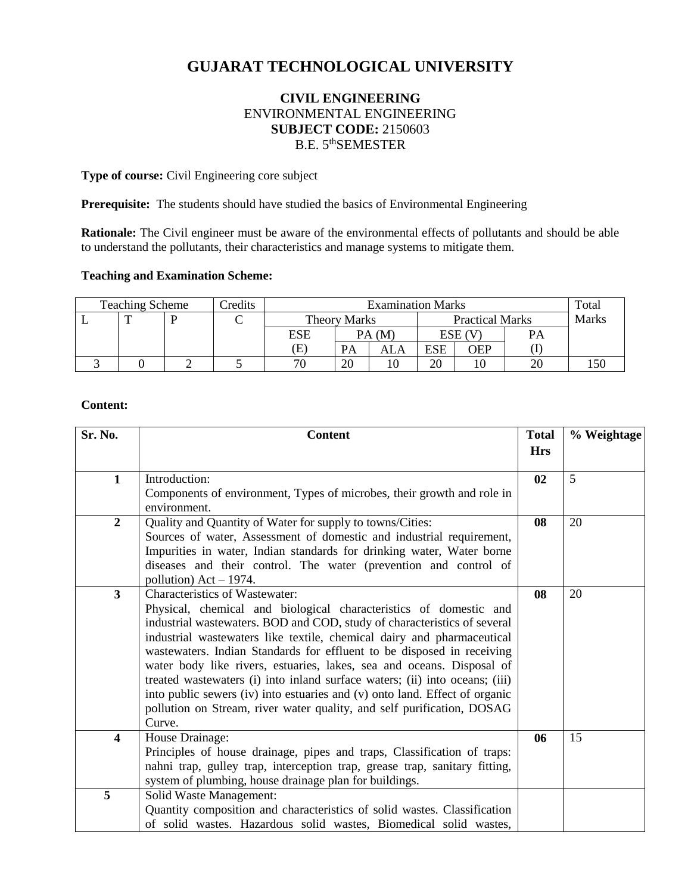# GUJARAT TECHNOLOGICAL UNIVERSITY

**CIVIL ENGINEERING**
ENVIRONMENTAL ENGINEERING
**SUBJECT CODE:** 2150603
B.E. 5th SEMESTER

**Type of course:** Civil Engineering core subject

**Prerequisite:** The students should have studied the basics of Environmental Engineering

**Rationale:** The Civil engineer must be aware of the environmental effects of pollutants and should be able to understand the pollutants, their characteristics and manage systems to mitigate them.

**Teaching and Examination Scheme:**

| Teaching Scheme | | | Credits | Examination Marks | | | | | | Total Marks |
|---|---|---|---|---|---|---|---|---|---|---|
| L | T | P | C | Theory Marks | | | Practical Marks | | | |
| | | | | ESE (E) | PA (M) | | ESE (V) | | PA (I) | |
| | | | | | PA | ALA | ESE | OEP | | |
| 3 | 0 | 2 | 5 | 70 | 20 | 10 | 20 | 10 | 20 | 150 |

**Content:**

| Sr. No. | Content | Total Hrs | % Weightage |
|---|---|---|---|
| **1** | Introduction:<br>Components of environment, Types of microbes, their growth and role in environment. | **02** | 5 |
| **2** | Quality and Quantity of Water for supply to towns/Cities:<br>Sources of water, Assessment of domestic and industrial requirement, Impurities in water, Indian standards for drinking water, Water borne diseases and their control. The water (prevention and control of pollution) Act – 1974. | **08** | 20 |
| **3** | Characteristics of Wastewater:<br>Physical, chemical and biological characteristics of domestic and industrial wastewaters. BOD and COD, study of characteristics of several industrial wastewaters like textile, chemical dairy and pharmaceutical wastewaters. Indian Standards for effluent to be disposed in receiving water body like rivers, estuaries, lakes, sea and oceans. Disposal of treated wastewaters (i) into inland surface waters; (ii) into oceans; (iii) into public sewers (iv) into estuaries and (v) onto land. Effect of organic pollution on Stream, river water quality, and self purification, DOSAG Curve. | **08** | 20 |
| **4** | House Drainage:<br>Principles of house drainage, pipes and traps, Classification of traps: nahni trap, gulley trap, interception trap, grease trap, sanitary fitting, system of plumbing, house drainage plan for buildings. | **06** | 15 |
| **5** | Solid Waste Management:<br>Quantity composition and characteristics of solid wastes. Classification of solid wastes. Hazardous solid wastes, Biomedical solid wastes, | | |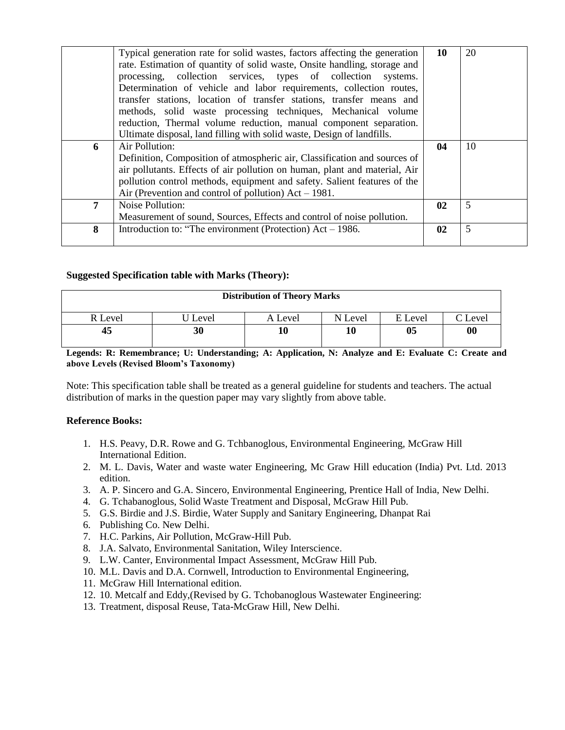| | | | |
|---|---|---|---|
| | Typical generation rate for solid wastes, factors affecting the generation rate. Estimation of quantity of solid waste, Onsite handling, storage and processing, collection services, types of collection systems. Determination of vehicle and labor requirements, collection routes, transfer stations, location of transfer stations, transfer means and methods, solid waste processing techniques, Mechanical volume reduction, Thermal volume reduction, manual component separation. Ultimate disposal, land filling with solid waste, Design of landfills. | **10** | 20 |
| **6** | Air Pollution:<br>Definition, Composition of atmospheric air, Classification and sources of air pollutants. Effects of air pollution on human, plant and material, Air pollution control methods, equipment and safety. Salient features of the Air (Prevention and control of pollution) Act – 1981. | **04** | 10 |
| **7** | Noise Pollution:<br>Measurement of sound, Sources, Effects and control of noise pollution. | **02** | 5 |
| **8** | Introduction to: "The environment (Protection) Act – 1986. | **02** | 5 |

**Suggested Specification table with Marks (Theory):**

| **Distribution of Theory Marks** | | | | | |
|---|---|---|---|---|---|
| R Level | U Level | A Level | N Level | E Level | C Level |
| **45** | **30** | **10** | **10** | **05** | **00** |

**Legends: R: Remembrance; U: Understanding; A: Application, N: Analyze and E: Evaluate C: Create and above Levels (Revised Bloom's Taxonomy)**

Note: This specification table shall be treated as a general guideline for students and teachers. The actual distribution of marks in the question paper may vary slightly from above table.

**Reference Books:**

1. H.S. Peavy, D.R. Rowe and G. Tchbanoglous, Environmental Engineering, McGraw Hill International Edition.
2. M. L. Davis, Water and waste water Engineering, Mc Graw Hill education (India) Pvt. Ltd. 2013 edition.
3. A. P. Sincero and G.A. Sincero, Environmental Engineering, Prentice Hall of India, New Delhi.
4. G. Tchabanoglous, Solid Waste Treatment and Disposal, McGraw Hill Pub.
5. G.S. Birdie and J.S. Birdie, Water Supply and Sanitary Engineering, Dhanpat Rai
6. Publishing Co. New Delhi.
7. H.C. Parkins, Air Pollution, McGraw-Hill Pub.
8. J.A. Salvato, Environmental Sanitation, Wiley Interscience.
9. L.W. Canter, Environmental Impact Assessment, McGraw Hill Pub.
10. M.L. Davis and D.A. Cornwell, Introduction to Environmental Engineering,
11. McGraw Hill International edition.
12. 10. Metcalf and Eddy,(Revised by G. Tchobanoglous Wastewater Engineering:
13. Treatment, disposal Reuse, Tata-McGraw Hill, New Delhi.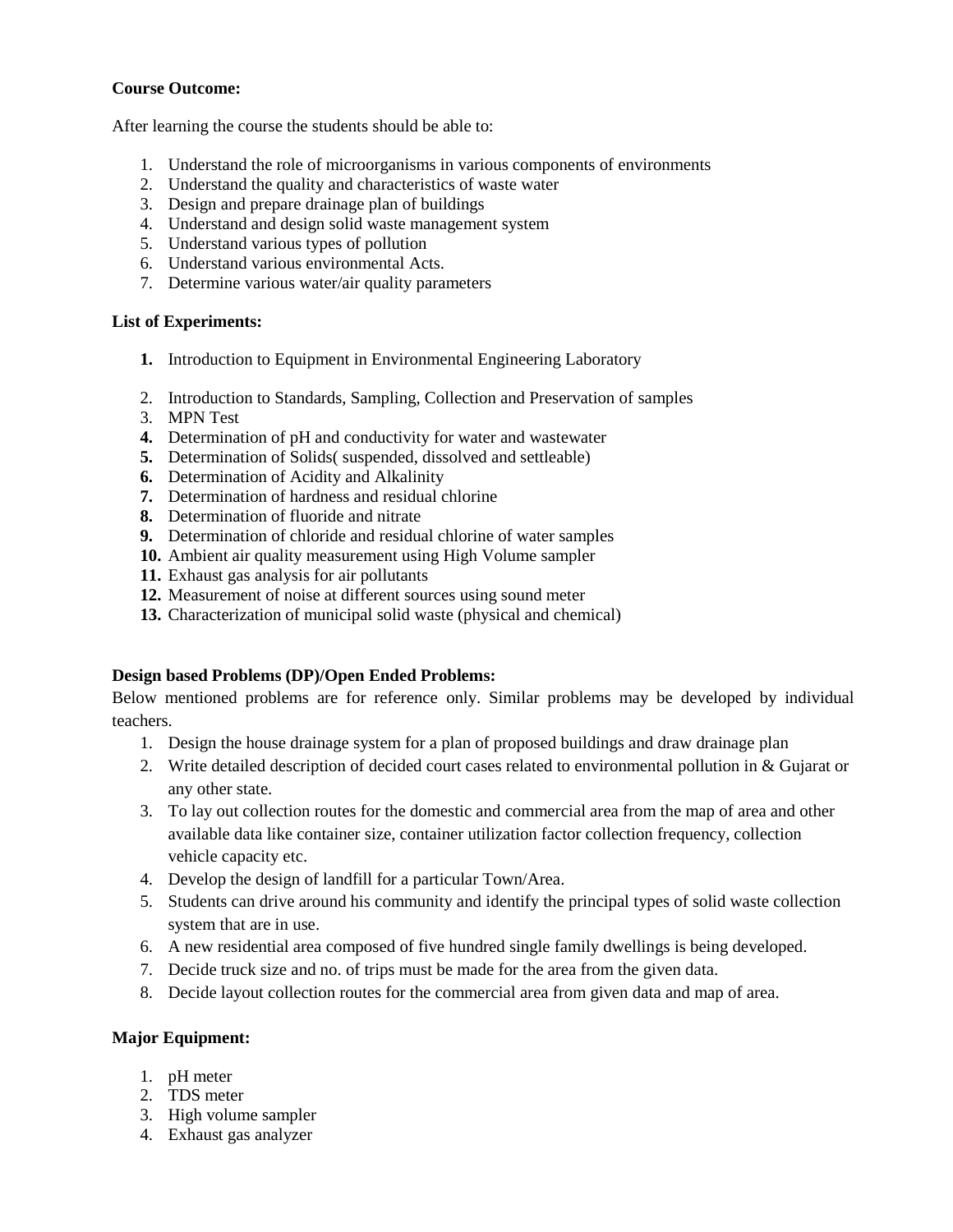**Course Outcome:**

After learning the course the students should be able to:

1. Understand the role of microorganisms in various components of environments
2. Understand the quality and characteristics of waste water
3. Design and prepare drainage plan of buildings
4. Understand and design solid waste management system
5. Understand various types of pollution
6. Understand various environmental Acts.
7. Determine various water/air quality parameters

**List of Experiments:**

1. Introduction to Equipment in Environmental Engineering Laboratory
2. Introduction to Standards, Sampling, Collection and Preservation of samples
3. MPN Test
4. Determination of pH and conductivity for water and wastewater
5. Determination of Solids( suspended, dissolved and settleable)
6. Determination of Acidity and Alkalinity
7. Determination of hardness and residual chlorine
8. Determination of fluoride and nitrate
9. Determination of chloride and residual chlorine of water samples
10. Ambient air quality measurement using High Volume sampler
11. Exhaust gas analysis for air pollutants
12. Measurement of noise at different sources using sound meter
13. Characterization of municipal solid waste (physical and chemical)

**Design based Problems (DP)/Open Ended Problems:**

Below mentioned problems are for reference only. Similar problems may be developed by individual teachers.

1. Design the house drainage system for a plan of proposed buildings and draw drainage plan
2. Write detailed description of decided court cases related to environmental pollution in & Gujarat or any other state.
3. To lay out collection routes for the domestic and commercial area from the map of area and other available data like container size, container utilization factor collection frequency, collection vehicle capacity etc.
4. Develop the design of landfill for a particular Town/Area.
5. Students can drive around his community and identify the principal types of solid waste collection system that are in use.
6. A new residential area composed of five hundred single family dwellings is being developed.
7. Decide truck size and no. of trips must be made for the area from the given data.
8. Decide layout collection routes for the commercial area from given data and map of area.

**Major Equipment:**

1. pH meter
2. TDS meter
3. High volume sampler
4. Exhaust gas analyzer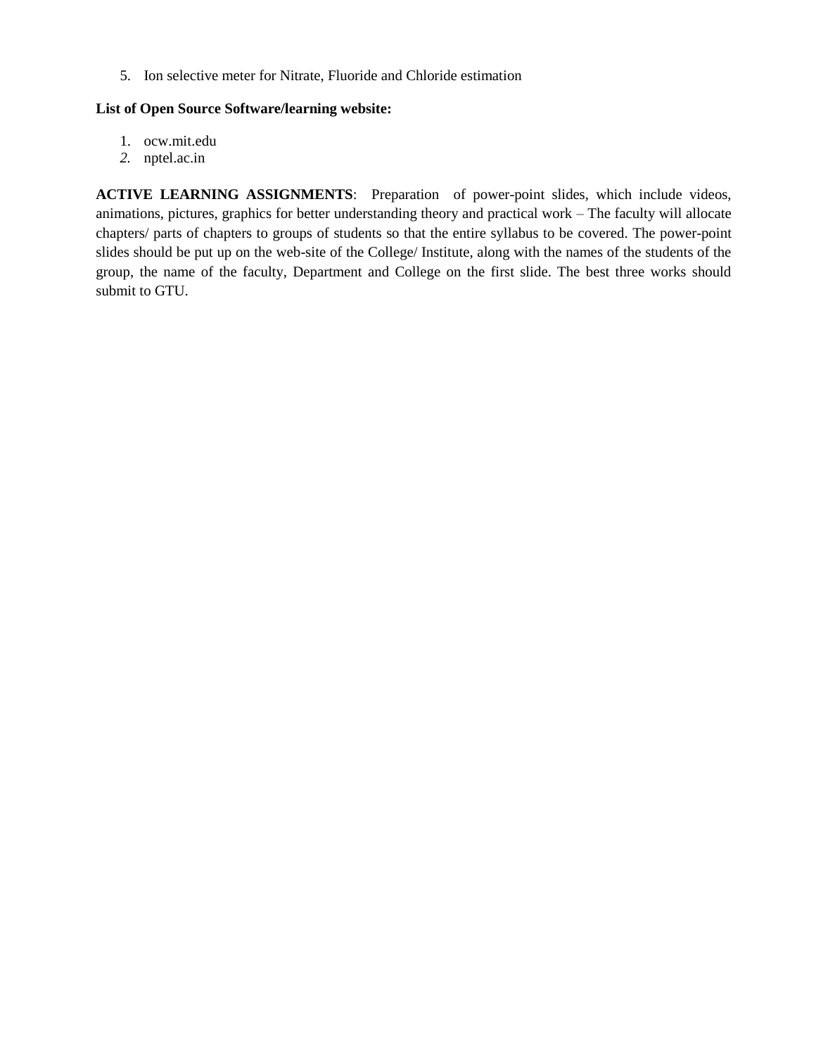5. Ion selective meter for Nitrate, Fluoride and Chloride estimation

**List of Open Source Software/learning website:**

1. ocw.mit.edu
2. nptel.ac.in

**ACTIVE LEARNING ASSIGNMENTS**: Preparation of power-point slides, which include videos, animations, pictures, graphics for better understanding theory and practical work – The faculty will allocate chapters/ parts of chapters to groups of students so that the entire syllabus to be covered. The power-point slides should be put up on the web-site of the College/ Institute, along with the names of the students of the group, the name of the faculty, Department and College on the first slide. The best three works should submit to GTU.